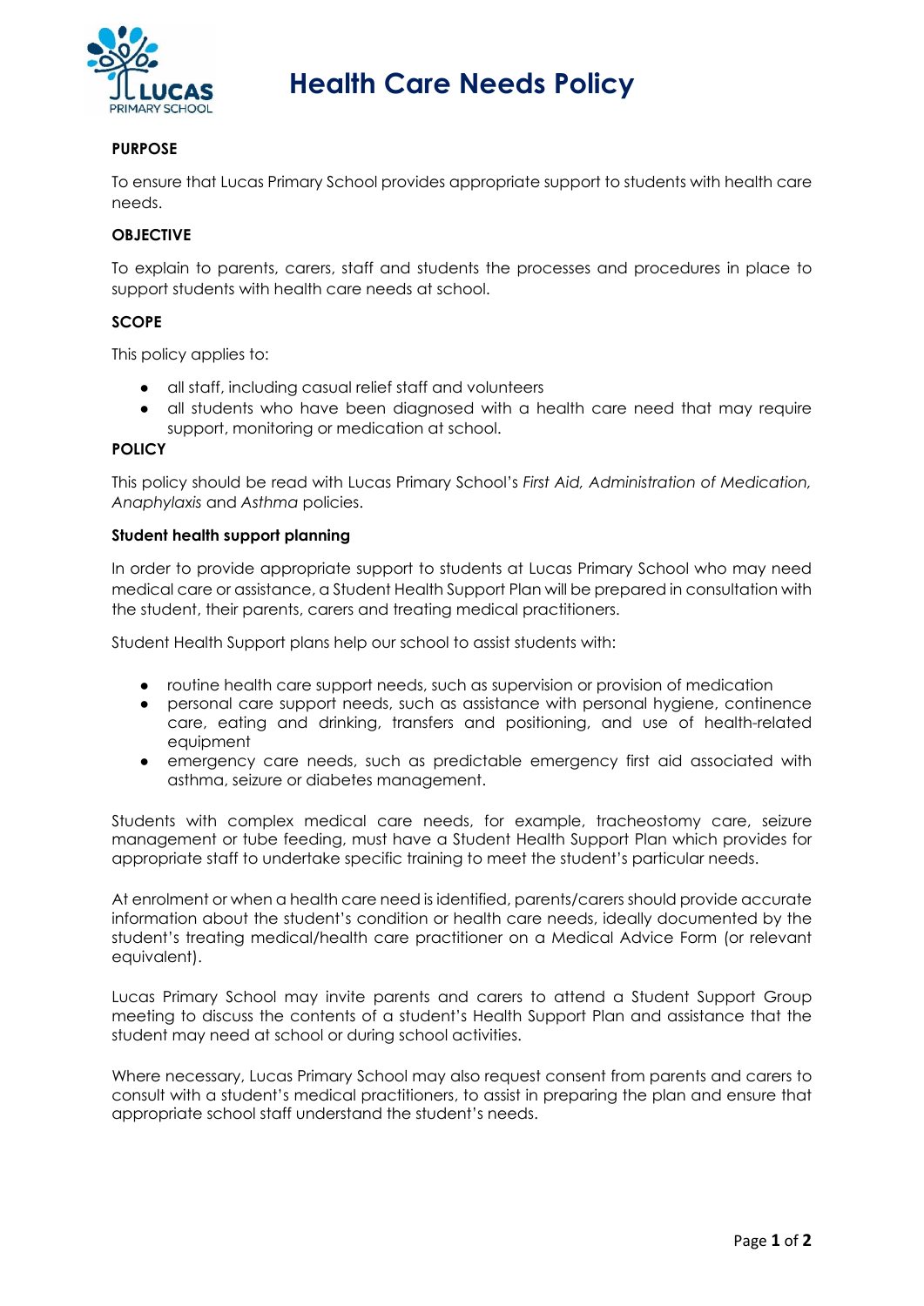# Health Care Needs Policy

## PURPOSE

To ensure that Lucas Primary School provides appropriate support to students with health care needs.

## OBJECTIVE

To explain to parents, carers, staff and students the processes and procedures in place to support students with health care needs at school.

## SCOPE

This policy applies to:

- all staff, including casual relief staff and volunteers
- all students who have been diagnosed with a health care need that may require support, monitoring or medication at school.

## POLICY

This policy should be read with Lucas Primary School's *First Aid, Administration of Medication, Anaphylaxis* and *Asthma* policies.

### Student health support planning

In order to provide appropriate support to students at Lucas Primary School who may need medical care or assistance, a Student Health Support Plan will be prepared in consultation with the student, their parents, carers and treating medical practitioners.

Student Health Support plans help our school to assist students with:

- routine health care support needs, such as supervision or provision of medication
- personal care support needs, such as assistance with personal hygiene, continence care, eating and drinking, transfers and positioning, and use of health-related equipment
- emergency care needs, such as predictable emergency first aid associated with asthma, seizure or diabetes management.

Students with complex medical care needs, for example, tracheostomy care, seizure management or tube feeding, must have a Student Health Support Plan which provides for appropriate staff to undertake specific training to meet the student's particular needs.

At enrolment or when a health care need is identified, parents/carers should provide accurate information about the student's condition or health care needs, ideally documented by the student's treating medical/health care practitioner on a Medical Advice Form (or relevant equivalent).

Lucas Primary School may invite parents and carers to attend a Student Support Group meeting to discuss the contents of a student's Health Support Plan and assistance that the student may need at school or during school activities.

Where necessary, Lucas Primary School may also request consent from parents and carers to consult with a student's medical practitioners, to assist in preparing the plan and ensure that appropriate school staff understand the student's needs.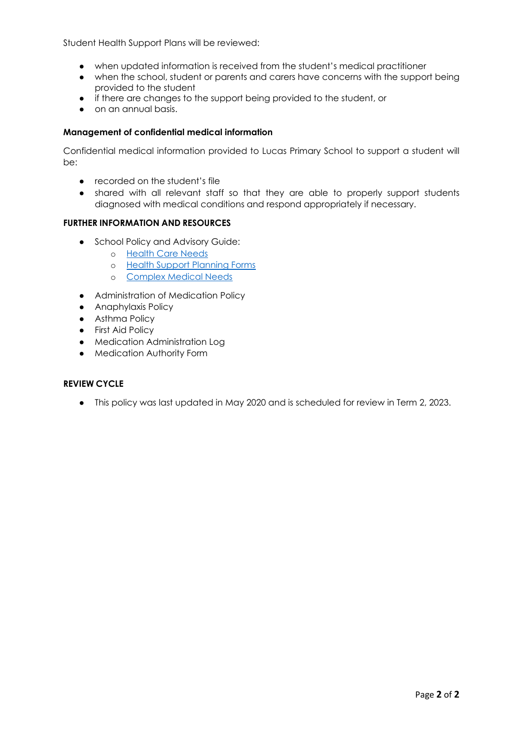Student Health Support Plans will be reviewed:

- when updated information is received from the student's medical practitioner
- when the school, student or parents and carers have concerns with the support being provided to the student
- if there are changes to the support being provided to the student, or
- on an annual basis.

**Management of confidential medical information**

Confidential medical information provided to Lucas Primary School to support a student will be:

- recorded on the student's file
- shared with all relevant staff so that they are able to properly support students diagnosed with medical conditions and respond appropriately if necessary.

## FURTHER INFORMATION AND RESOURCES

- School Policy and Advisory Guide:
    - Health Care Needs
    - Health Support Planning Forms
    - Complex Medical Needs
- Administration of Medication Policy
- Anaphylaxis Policy
- Asthma Policy
- First Aid Policy
- Medication Administration Log
- Medication Authority Form

## REVIEW CYCLE

- This policy was last updated in May 2020 and is scheduled for review in Term 2, 2023.